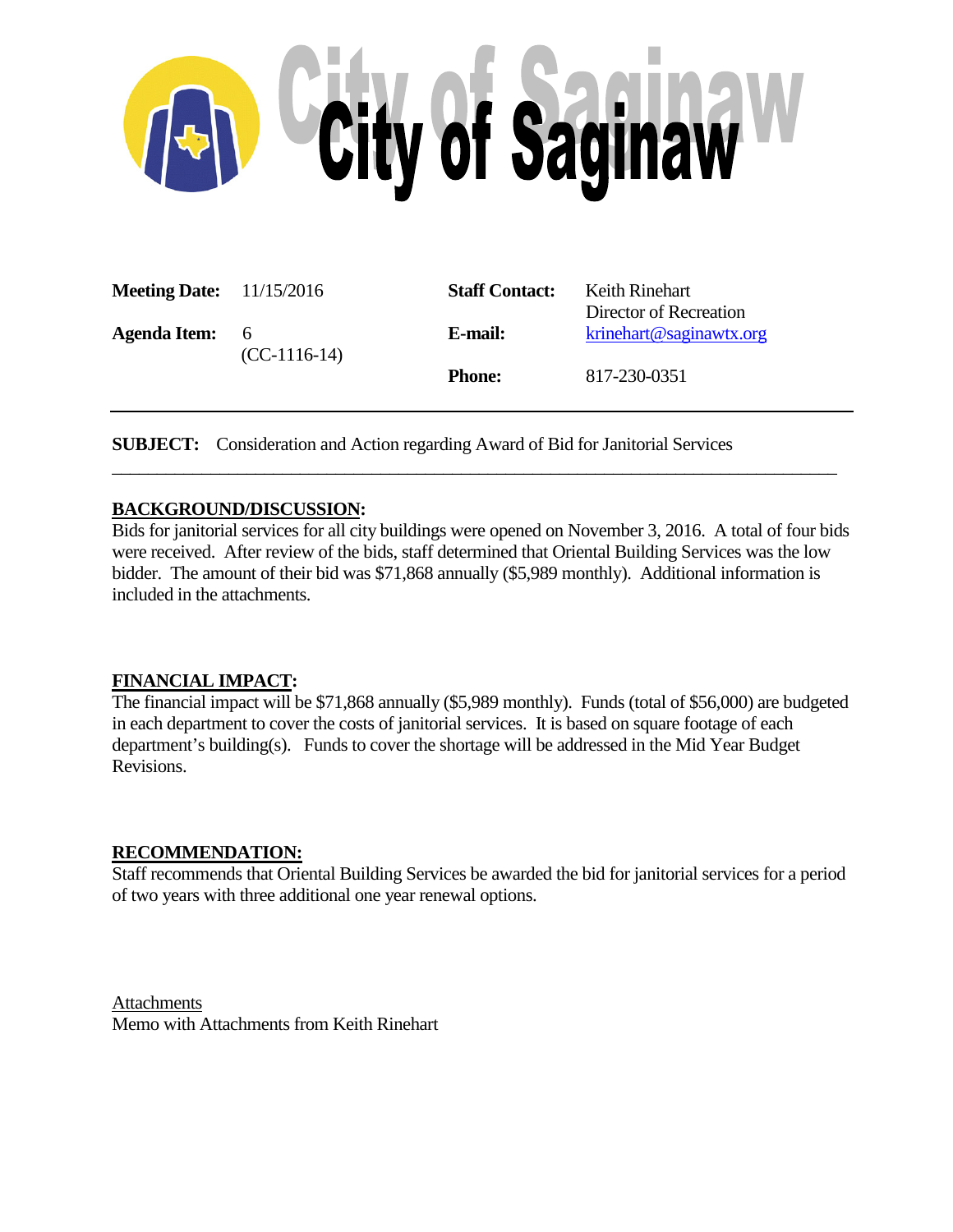# City of Saginaw

| | | | |
|---|---|---|---|
| **Meeting Date:** | 11/15/2016 | **Staff Contact:** | Keith Rinehart<br>Director of Recreation |
| **Agenda Item:** | 6<br>(CC-1116-14) | **E-mail:** | krinehart@saginawtx.org |
| | | **Phone:** | 817-230-0351 |

**SUBJECT:** Consideration and Action regarding Award of Bid for Janitorial Services

## BACKGROUND/DISCUSSION:

Bids for janitorial services for all city buildings were opened on November 3, 2016. A total of four bids were received. After review of the bids, staff determined that Oriental Building Services was the low bidder. The amount of their bid was $71,868 annually ($5,989 monthly). Additional information is included in the attachments.

## FINANCIAL IMPACT:

The financial impact will be $71,868 annually ($5,989 monthly). Funds (total of $56,000) are budgeted in each department to cover the costs of janitorial services. It is based on square footage of each department's building(s). Funds to cover the shortage will be addressed in the Mid Year Budget Revisions.

## RECOMMENDATION:

Staff recommends that Oriental Building Services be awarded the bid for janitorial services for a period of two years with three additional one year renewal options.

Attachments

Memo with Attachments from Keith Rinehart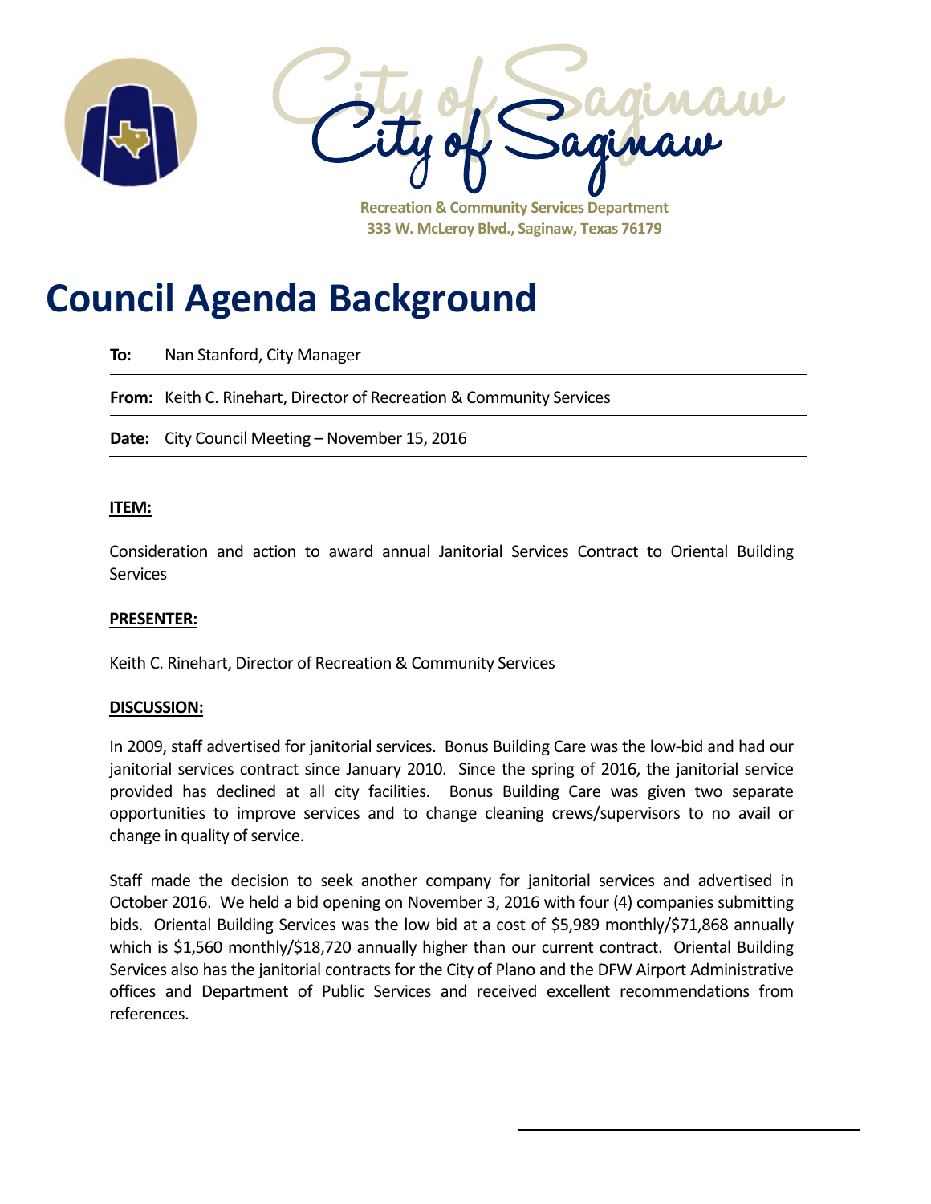City of Saginaw

**Recreation & Community Services Department**
**333 W. McLeroy Blvd., Saginaw, Texas 76179**

# Council Agenda Background

**To:** Nan Stanford, City Manager

**From:** Keith C. Rinehart, Director of Recreation & Community Services

**Date:** City Council Meeting – November 15, 2016

**ITEM:**

Consideration and action to award annual Janitorial Services Contract to Oriental Building Services

**PRESENTER:**

Keith C. Rinehart, Director of Recreation & Community Services

**DISCUSSION:**

In 2009, staff advertised for janitorial services. Bonus Building Care was the low-bid and had our janitorial services contract since January 2010. Since the spring of 2016, the janitorial service provided has declined at all city facilities. Bonus Building Care was given two separate opportunities to improve services and to change cleaning crews/supervisors to no avail or change in quality of service.

Staff made the decision to seek another company for janitorial services and advertised in October 2016. We held a bid opening on November 3, 2016 with four (4) companies submitting bids. Oriental Building Services was the low bid at a cost of $5,989 monthly/$71,868 annually which is $1,560 monthly/$18,720 annually higher than our current contract. Oriental Building Services also has the janitorial contracts for the City of Plano and the DFW Airport Administrative offices and Department of Public Services and received excellent recommendations from references.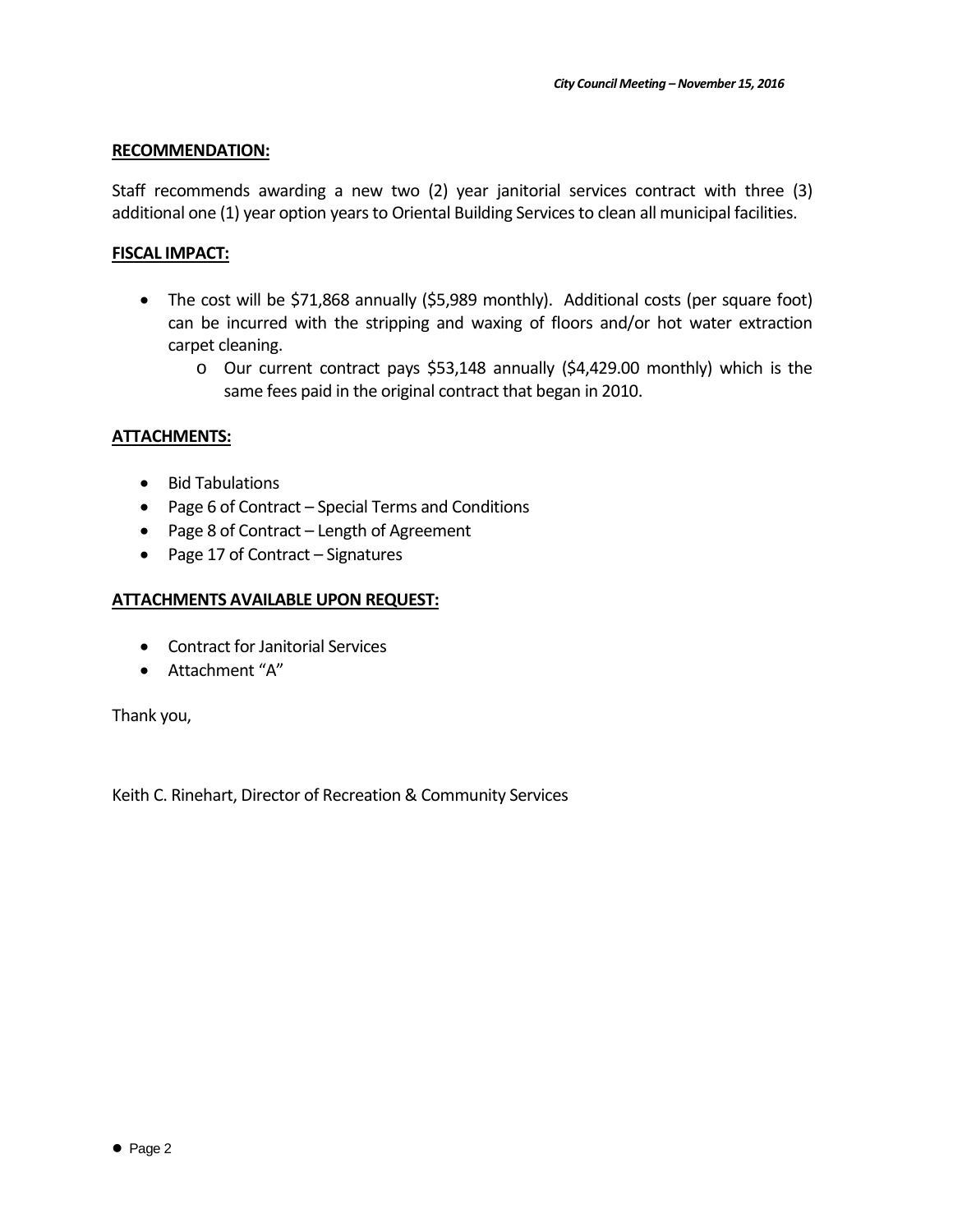**RECOMMENDATION:**

Staff recommends awarding a new two (2) year janitorial services contract with three (3) additional one (1) year option years to Oriental Building Services to clean all municipal facilities.

**FISCAL IMPACT:**

- The cost will be $71,868 annually ($5,989 monthly). Additional costs (per square foot) can be incurred with the stripping and waxing of floors and/or hot water extraction carpet cleaning.
  - Our current contract pays $53,148 annually ($4,429.00 monthly) which is the same fees paid in the original contract that began in 2010.

**ATTACHMENTS:**

- Bid Tabulations
- Page 6 of Contract – Special Terms and Conditions
- Page 8 of Contract – Length of Agreement
- Page 17 of Contract – Signatures

**ATTACHMENTS AVAILABLE UPON REQUEST:**

- Contract for Janitorial Services
- Attachment "A"

Thank you,

Keith C. Rinehart, Director of Recreation & Community Services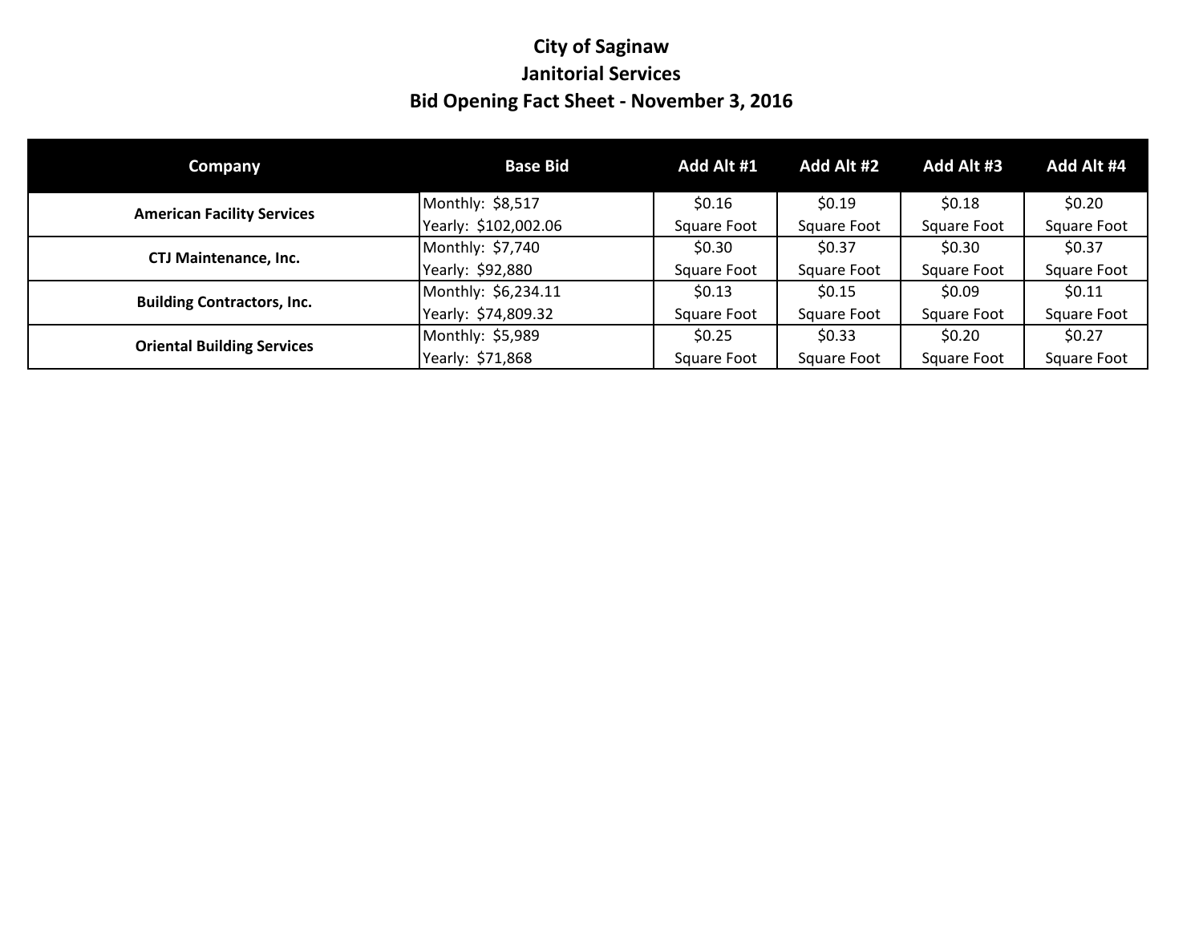# City of Saginaw
## Janitorial Services
## Bid Opening Fact Sheet - November 3, 2016

| Company | Base Bid | Add Alt #1 | Add Alt #2 | Add Alt #3 | Add Alt #4 |
|---|---|---|---|---|---|
| American Facility Services | Monthly: $8,517<br>Yearly: $102,002.06 | $0.16<br>Square Foot | $0.19<br>Square Foot | $0.18<br>Square Foot | $0.20<br>Square Foot |
| CTJ Maintenance, Inc. | Monthly: $7,740<br>Yearly: $92,880 | $0.30<br>Square Foot | $0.37<br>Square Foot | $0.30<br>Square Foot | $0.37<br>Square Foot |
| Building Contractors, Inc. | Monthly: $6,234.11<br>Yearly: $74,809.32 | $0.13<br>Square Foot | $0.15<br>Square Foot | $0.09<br>Square Foot | $0.11<br>Square Foot |
| Oriental Building Services | Monthly: $5,989<br>Yearly: $71,868 | $0.25<br>Square Foot | $0.33<br>Square Foot | $0.20<br>Square Foot | $0.27<br>Square Foot |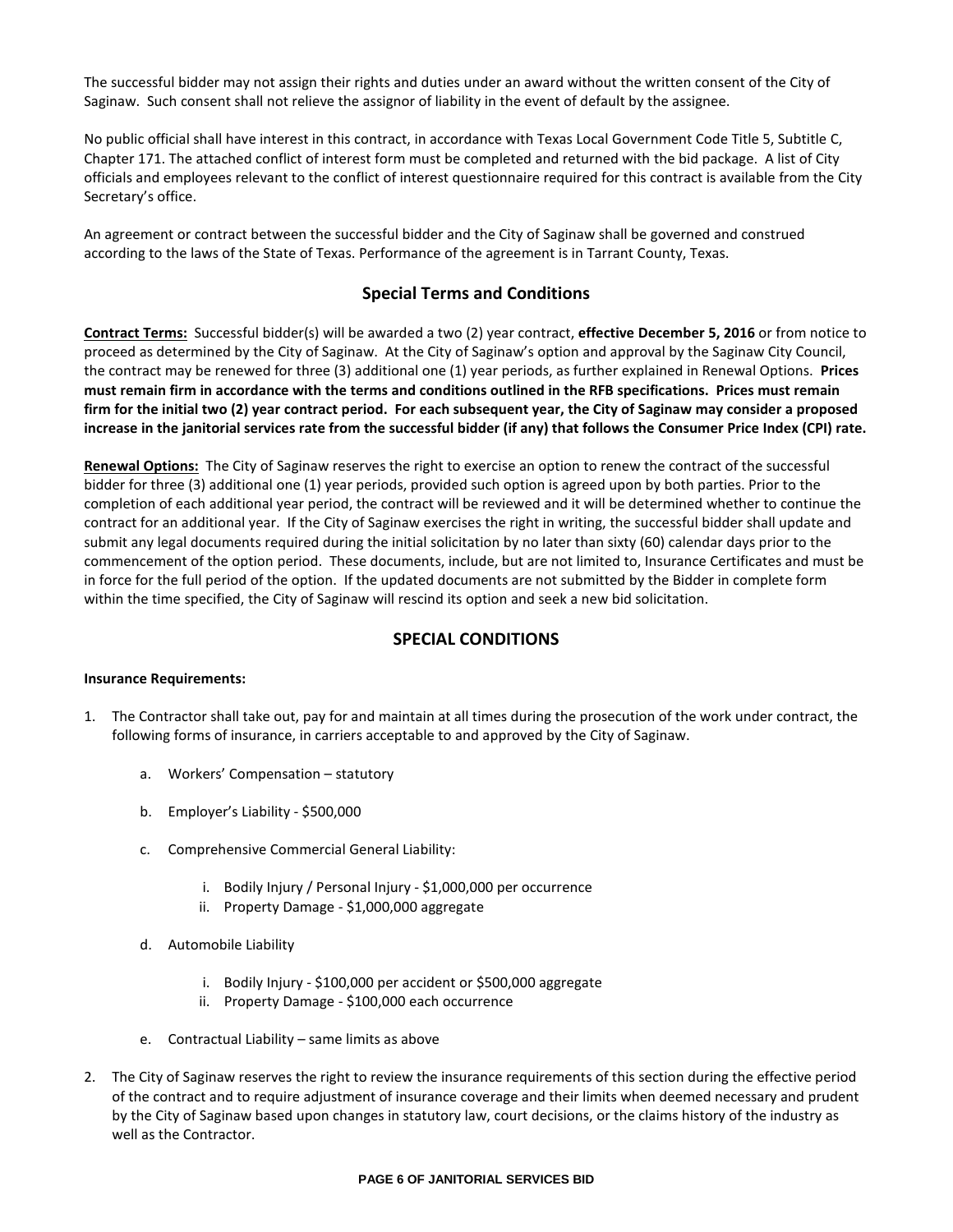The successful bidder may not assign their rights and duties under an award without the written consent of the City of Saginaw. Such consent shall not relieve the assignor of liability in the event of default by the assignee.

No public official shall have interest in this contract, in accordance with Texas Local Government Code Title 5, Subtitle C, Chapter 171. The attached conflict of interest form must be completed and returned with the bid package. A list of City officials and employees relevant to the conflict of interest questionnaire required for this contract is available from the City Secretary's office.

An agreement or contract between the successful bidder and the City of Saginaw shall be governed and construed according to the laws of the State of Texas. Performance of the agreement is in Tarrant County, Texas.

## Special Terms and Conditions

**Contract Terms:** Successful bidder(s) will be awarded a two (2) year contract, **effective December 5, 2016** or from notice to proceed as determined by the City of Saginaw. At the City of Saginaw's option and approval by the Saginaw City Council, the contract may be renewed for three (3) additional one (1) year periods, as further explained in Renewal Options. **Prices must remain firm in accordance with the terms and conditions outlined in the RFB specifications. Prices must remain firm for the initial two (2) year contract period. For each subsequent year, the City of Saginaw may consider a proposed increase in the janitorial services rate from the successful bidder (if any) that follows the Consumer Price Index (CPI) rate.**

**Renewal Options:** The City of Saginaw reserves the right to exercise an option to renew the contract of the successful bidder for three (3) additional one (1) year periods, provided such option is agreed upon by both parties. Prior to the completion of each additional year period, the contract will be reviewed and it will be determined whether to continue the contract for an additional year. If the City of Saginaw exercises the right in writing, the successful bidder shall update and submit any legal documents required during the initial solicitation by no later than sixty (60) calendar days prior to the commencement of the option period. These documents, include, but are not limited to, Insurance Certificates and must be in force for the full period of the option. If the updated documents are not submitted by the Bidder in complete form within the time specified, the City of Saginaw will rescind its option and seek a new bid solicitation.

## SPECIAL CONDITIONS

**Insurance Requirements:**

1. The Contractor shall take out, pay for and maintain at all times during the prosecution of the work under contract, the following forms of insurance, in carriers acceptable to and approved by the City of Saginaw.

   a. Workers' Compensation – statutory

   b. Employer's Liability - $500,000

   c. Comprehensive Commercial General Liability:

      i. Bodily Injury / Personal Injury - $1,000,000 per occurrence
      ii. Property Damage - $1,000,000 aggregate

   d. Automobile Liability

      i. Bodily Injury - $100,000 per accident or $500,000 aggregate
      ii. Property Damage - $100,000 each occurrence

   e. Contractual Liability – same limits as above

2. The City of Saginaw reserves the right to review the insurance requirements of this section during the effective period of the contract and to require adjustment of insurance coverage and their limits when deemed necessary and prudent by the City of Saginaw based upon changes in statutory law, court decisions, or the claims history of the industry as well as the Contractor.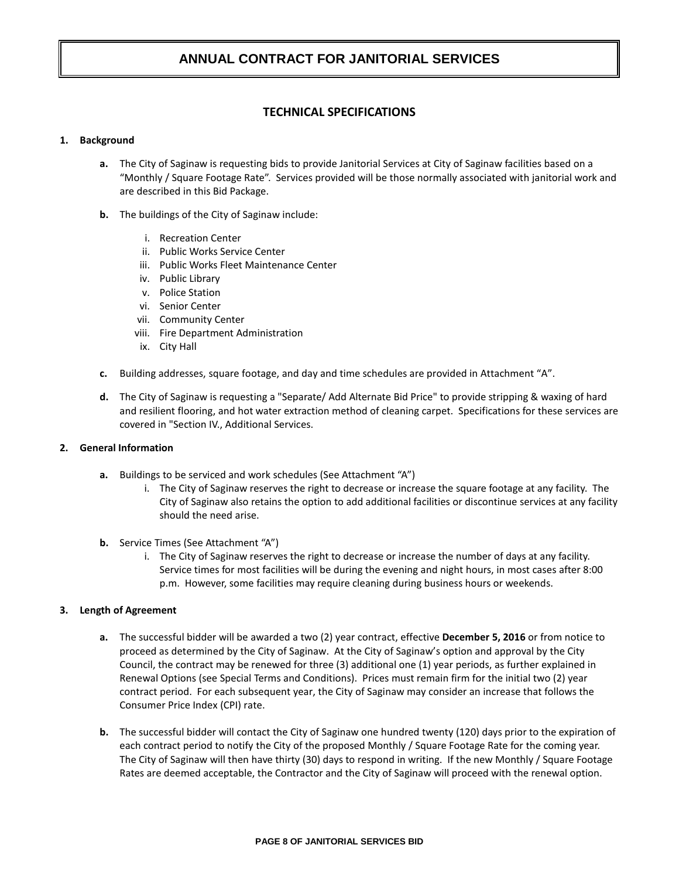# ANNUAL CONTRACT FOR JANITORIAL SERVICES

## TECHNICAL SPECIFICATIONS

**1. Background**

- **a.** The City of Saginaw is requesting bids to provide Janitorial Services at City of Saginaw facilities based on a "Monthly / Square Footage Rate". Services provided will be those normally associated with janitorial work and are described in this Bid Package.
- **b.** The buildings of the City of Saginaw include:
  - i. Recreation Center
  - ii. Public Works Service Center
  - iii. Public Works Fleet Maintenance Center
  - iv. Public Library
  - v. Police Station
  - vi. Senior Center
  - vii. Community Center
  - viii. Fire Department Administration
  - ix. City Hall
- **c.** Building addresses, square footage, and day and time schedules are provided in Attachment "A".
- **d.** The City of Saginaw is requesting a "Separate/ Add Alternate Bid Price" to provide stripping & waxing of hard and resilient flooring, and hot water extraction method of cleaning carpet. Specifications for these services are covered in "Section IV., Additional Services.

**2. General Information**

- **a.** Buildings to be serviced and work schedules (See Attachment "A")
  - i. The City of Saginaw reserves the right to decrease or increase the square footage at any facility. The City of Saginaw also retains the option to add additional facilities or discontinue services at any facility should the need arise.
- **b.** Service Times (See Attachment "A")
  - i. The City of Saginaw reserves the right to decrease or increase the number of days at any facility. Service times for most facilities will be during the evening and night hours, in most cases after 8:00 p.m. However, some facilities may require cleaning during business hours or weekends.

**3. Length of Agreement**

- **a.** The successful bidder will be awarded a two (2) year contract, effective **December 5, 2016** or from notice to proceed as determined by the City of Saginaw. At the City of Saginaw's option and approval by the City Council, the contract may be renewed for three (3) additional one (1) year periods, as further explained in Renewal Options (see Special Terms and Conditions). Prices must remain firm for the initial two (2) year contract period. For each subsequent year, the City of Saginaw may consider an increase that follows the Consumer Price Index (CPI) rate.
- **b.** The successful bidder will contact the City of Saginaw one hundred twenty (120) days prior to the expiration of each contract period to notify the City of the proposed Monthly / Square Footage Rate for the coming year. The City of Saginaw will then have thirty (30) days to respond in writing. If the new Monthly / Square Footage Rates are deemed acceptable, the Contractor and the City of Saginaw will proceed with the renewal option.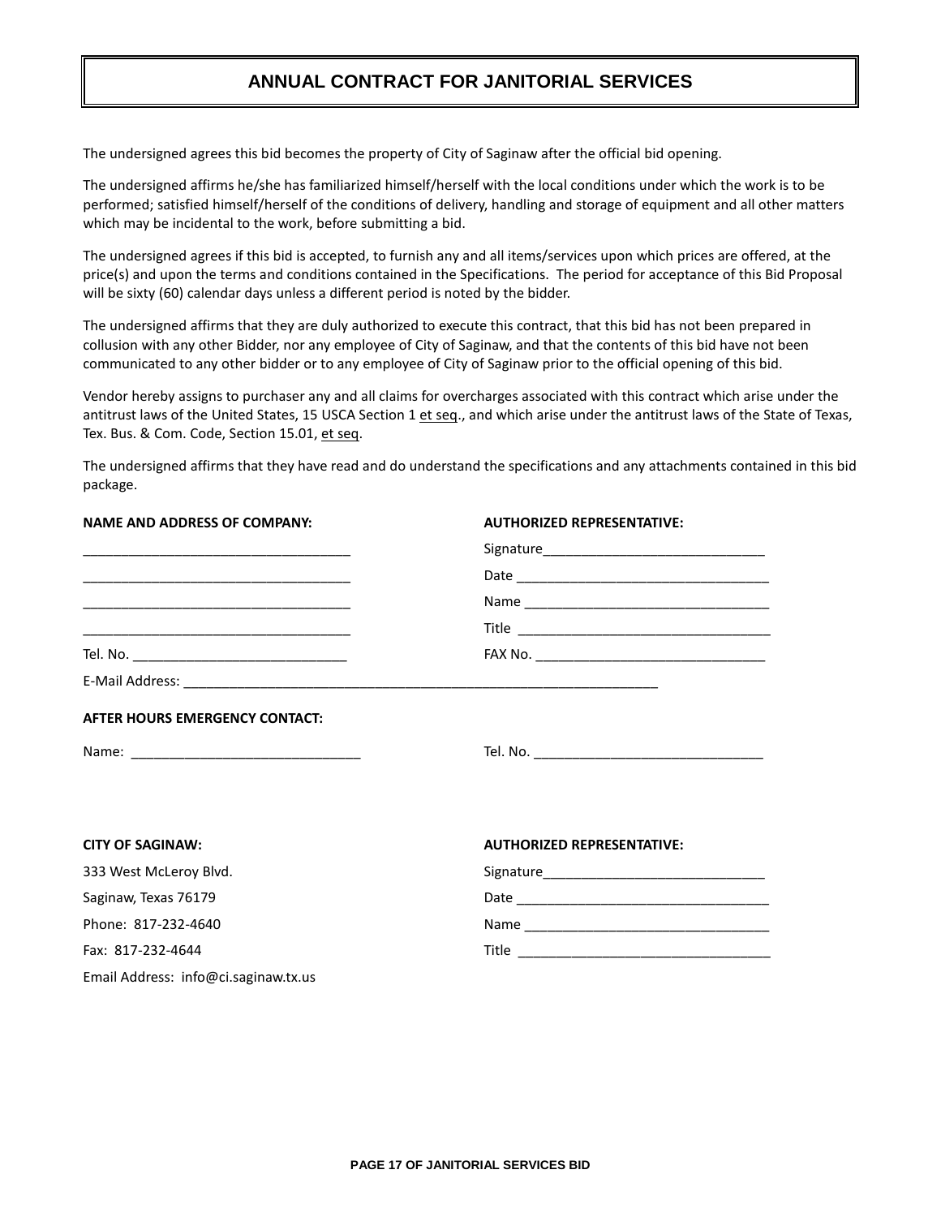# ANNUAL CONTRACT FOR JANITORIAL SERVICES

The undersigned agrees this bid becomes the property of City of Saginaw after the official bid opening.

The undersigned affirms he/she has familiarized himself/herself with the local conditions under which the work is to be performed; satisfied himself/herself of the conditions of delivery, handling and storage of equipment and all other matters which may be incidental to the work, before submitting a bid.

The undersigned agrees if this bid is accepted, to furnish any and all items/services upon which prices are offered, at the price(s) and upon the terms and conditions contained in the Specifications. The period for acceptance of this Bid Proposal will be sixty (60) calendar days unless a different period is noted by the bidder.

The undersigned affirms that they are duly authorized to execute this contract, that this bid has not been prepared in collusion with any other Bidder, nor any employee of City of Saginaw, and that the contents of this bid have not been communicated to any other bidder or to any employee of City of Saginaw prior to the official opening of this bid.

Vendor hereby assigns to purchaser any and all claims for overcharges associated with this contract which arise under the antitrust laws of the United States, 15 USCA Section 1 et seq., and which arise under the antitrust laws of the State of Texas, Tex. Bus. & Com. Code, Section 15.01, et seq.

The undersigned affirms that they have read and do understand the specifications and any attachments contained in this bid package.

**NAME AND ADDRESS OF COMPANY:**

___________________________________

___________________________________

___________________________________

___________________________________

Tel. No. ____________________________

**AUTHORIZED REPRESENTATIVE:**

Signature_____________________________

Date _________________________________

Name ________________________________

Title _________________________________

FAX No. ______________________________

E-Mail Address: ______________________________________________________________

**AFTER HOURS EMERGENCY CONTACT:**

Name: ______________________________

Tel. No. ______________________________

**CITY OF SAGINAW:**

333 West McLeroy Blvd.

Saginaw, Texas 76179

Phone: 817-232-4640

Fax: 817-232-4644

Email Address: info@ci.saginaw.tx.us

**AUTHORIZED REPRESENTATIVE:**

Signature_____________________________

Date _________________________________

Name ________________________________

Title _________________________________